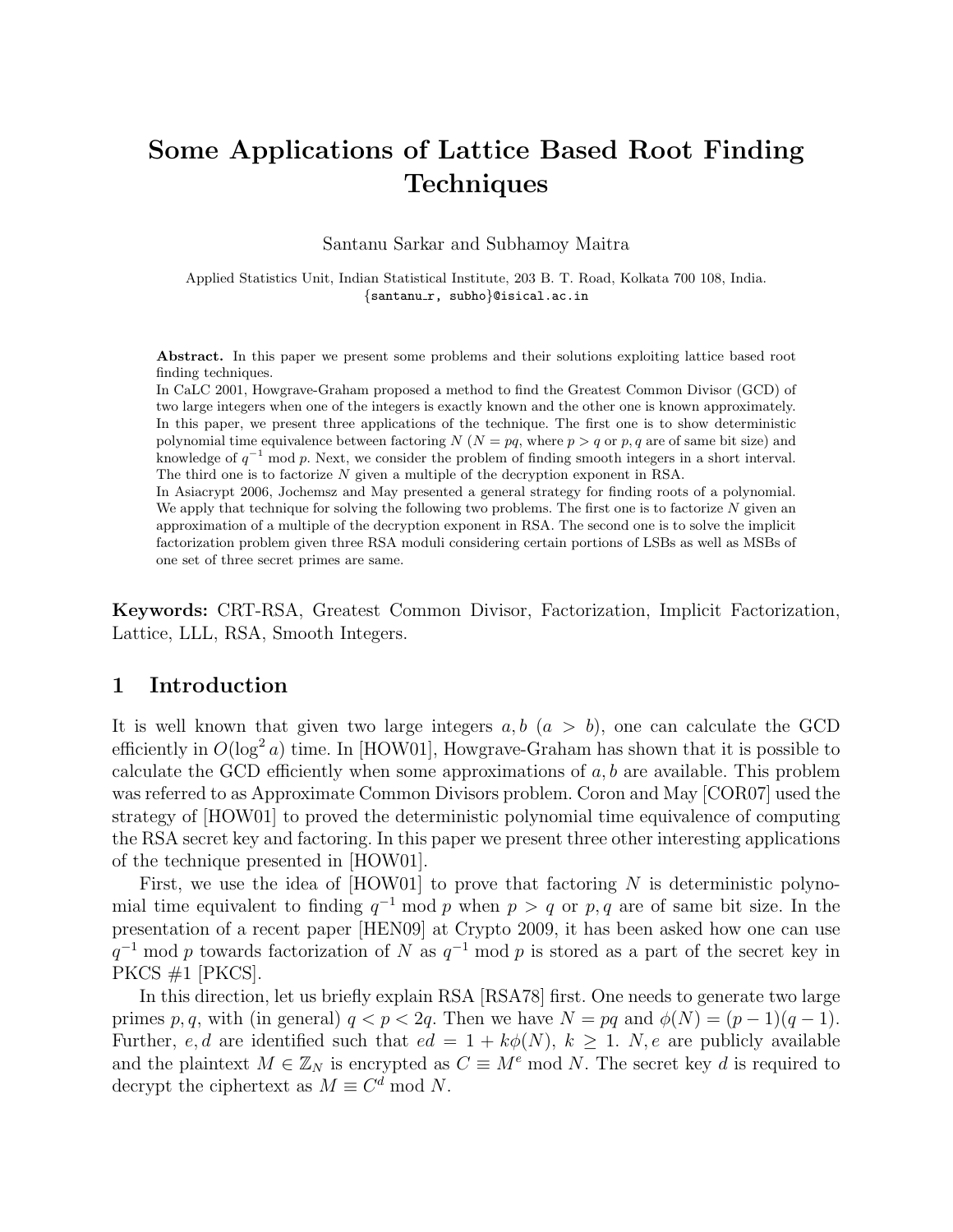# Some Applications of Lattice Based Root Finding Techniques

Santanu Sarkar and Subhamoy Maitra

Applied Statistics Unit, Indian Statistical Institute, 203 B. T. Road, Kolkata 700 108, India.
{santanu_r, subho}@isical.ac.in

**Abstract.** In this paper we present some problems and their solutions exploiting lattice based root finding techniques.
In CaLC 2001, Howgrave-Graham proposed a method to find the Greatest Common Divisor (GCD) of two large integers when one of the integers is exactly known and the other one is known approximately. In this paper, we present three applications of the technique. The first one is to show deterministic polynomial time equivalence between factoring $N$ ($N = pq$, where $p > q$ or $p, q$ are of same bit size) and knowledge of $q^{-1} \bmod p$. Next, we consider the problem of finding smooth integers in a short interval. The third one is to factorize $N$ given a multiple of the decryption exponent in RSA.
In Asiacrypt 2006, Jochemsz and May presented a general strategy for finding roots of a polynomial. We apply that technique for solving the following two problems. The first one is to factorize $N$ given an approximation of a multiple of the decryption exponent in RSA. The second one is to solve the implicit factorization problem given three RSA moduli considering certain portions of LSBs as well as MSBs of one set of three secret primes are same.

**Keywords:** CRT-RSA, Greatest Common Divisor, Factorization, Implicit Factorization, Lattice, LLL, RSA, Smooth Integers.

## 1 Introduction

It is well known that given two large integers $a, b$ ($a > b$), one can calculate the GCD efficiently in $O(\log^2 a)$ time. In [HOW01], Howgrave-Graham has shown that it is possible to calculate the GCD efficiently when some approximations of $a, b$ are available. This problem was referred to as Approximate Common Divisors problem. Coron and May [COR07] used the strategy of [HOW01] to proved the deterministic polynomial time equivalence of computing the RSA secret key and factoring. In this paper we present three other interesting applications of the technique presented in [HOW01].

First, we use the idea of [HOW01] to prove that factoring $N$ is deterministic polynomial time equivalent to finding $q^{-1} \bmod p$ when $p > q$ or $p, q$ are of same bit size. In the presentation of a recent paper [HEN09] at Crypto 2009, it has been asked how one can use $q^{-1} \bmod p$ towards factorization of $N$ as $q^{-1} \bmod p$ is stored as a part of the secret key in PKCS #1 [PKCS].

In this direction, let us briefly explain RSA [RSA78] first. One needs to generate two large primes $p, q$, with (in general) $q < p < 2q$. Then we have $N = pq$ and $\phi(N) = (p-1)(q-1)$. Further, $e, d$ are identified such that $ed = 1 + k\phi(N)$, $k \geq 1$. $N, e$ are publicly available and the plaintext $M \in \mathbb{Z}_N$ is encrypted as $C \equiv M^e \bmod N$. The secret key $d$ is required to decrypt the ciphertext as $M \equiv C^d \bmod N$.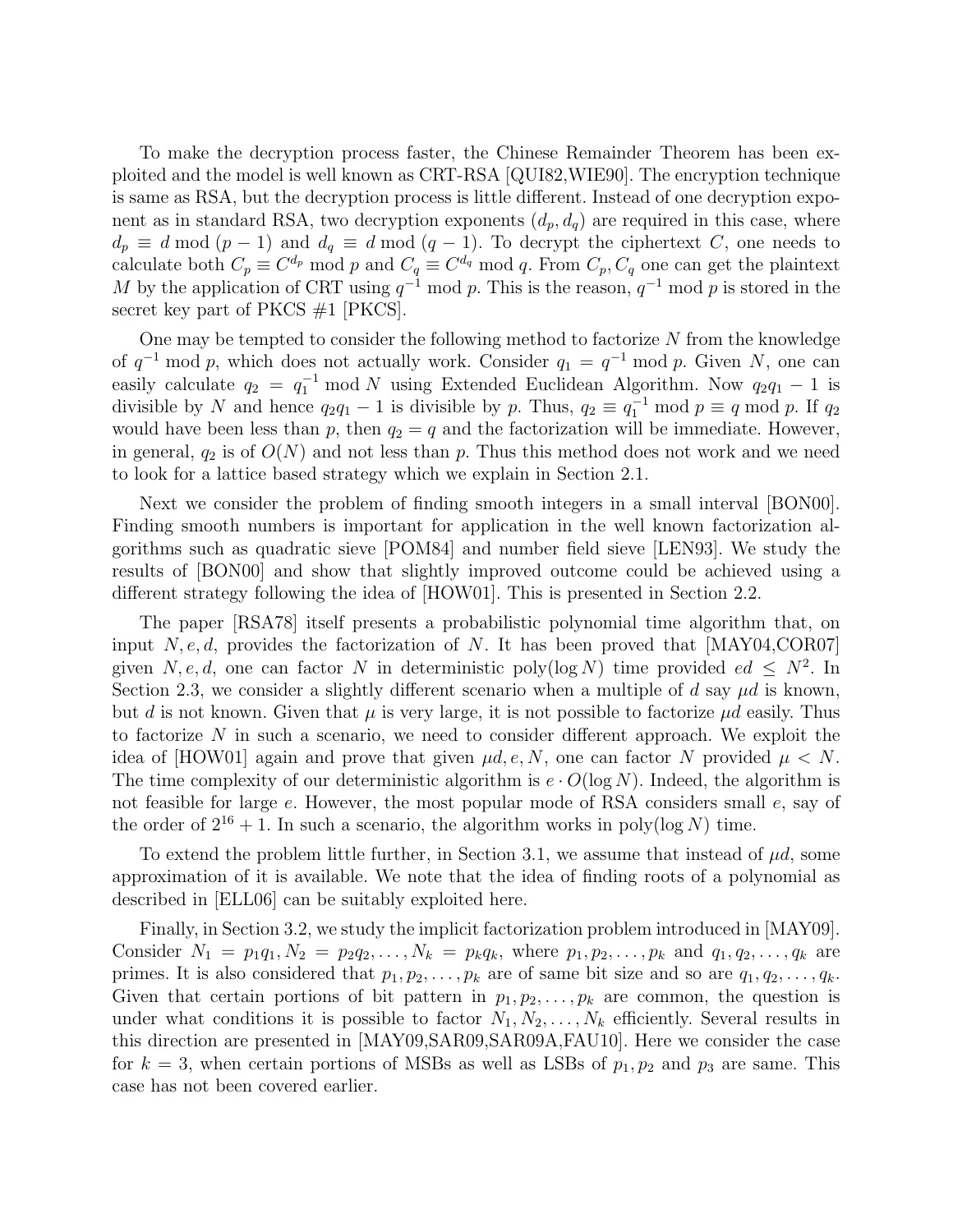To make the decryption process faster, the Chinese Remainder Theorem has been exploited and the model is well known as CRT-RSA [QUI82,WIE90]. The encryption technique is same as RSA, but the decryption process is little different. Instead of one decryption exponent as in standard RSA, two decryption exponents $(d_p, d_q)$ are required in this case, where $d_p \equiv d \bmod (p-1)$ and $d_q \equiv d \bmod (q-1)$. To decrypt the ciphertext $C$, one needs to calculate both $C_p \equiv C^{d_p} \bmod p$ and $C_q \equiv C^{d_q} \bmod q$. From $C_p, C_q$ one can get the plaintext $M$ by the application of CRT using $q^{-1} \bmod p$. This is the reason, $q^{-1} \bmod p$ is stored in the secret key part of PKCS #1 [PKCS].

One may be tempted to consider the following method to factorize $N$ from the knowledge of $q^{-1} \bmod p$, which does not actually work. Consider $q_1 = q^{-1} \bmod p$. Given $N$, one can easily calculate $q_2 = q_1^{-1} \bmod N$ using Extended Euclidean Algorithm. Now $q_2 q_1 - 1$ is divisible by $N$ and hence $q_2 q_1 - 1$ is divisible by $p$. Thus, $q_2 \equiv q_1^{-1} \bmod p \equiv q \bmod p$. If $q_2$ would have been less than $p$, then $q_2 = q$ and the factorization will be immediate. However, in general, $q_2$ is of $O(N)$ and not less than $p$. Thus this method does not work and we need to look for a lattice based strategy which we explain in Section 2.1.

Next we consider the problem of finding smooth integers in a small interval [BON00]. Finding smooth numbers is important for application in the well known factorization algorithms such as quadratic sieve [POM84] and number field sieve [LEN93]. We study the results of [BON00] and show that slightly improved outcome could be achieved using a different strategy following the idea of [HOW01]. This is presented in Section 2.2.

The paper [RSA78] itself presents a probabilistic polynomial time algorithm that, on input $N, e, d$, provides the factorization of $N$. It has been proved that [MAY04,COR07] given $N, e, d$, one can factor $N$ in deterministic poly$(\log N)$ time provided $ed \leq N^2$. In Section 2.3, we consider a slightly different scenario when a multiple of $d$ say $\mu d$ is known, but $d$ is not known. Given that $\mu$ is very large, it is not possible to factorize $\mu d$ easily. Thus to factorize $N$ in such a scenario, we need to consider different approach. We exploit the idea of [HOW01] again and prove that given $\mu d, e, N$, one can factor $N$ provided $\mu < N$. The time complexity of our deterministic algorithm is $e \cdot O(\log N)$. Indeed, the algorithm is not feasible for large $e$. However, the most popular mode of RSA considers small $e$, say of the order of $2^{16} + 1$. In such a scenario, the algorithm works in poly$(\log N)$ time.

To extend the problem little further, in Section 3.1, we assume that instead of $\mu d$, some approximation of it is available. We note that the idea of finding roots of a polynomial as described in [ELL06] can be suitably exploited here.

Finally, in Section 3.2, we study the implicit factorization problem introduced in [MAY09]. Consider $N_1 = p_1 q_1, N_2 = p_2 q_2, \ldots, N_k = p_k q_k$, where $p_1, p_2, \ldots, p_k$ and $q_1, q_2, \ldots, q_k$ are primes. It is also considered that $p_1, p_2, \ldots, p_k$ are of same bit size and so are $q_1, q_2, \ldots, q_k$. Given that certain portions of bit pattern in $p_1, p_2, \ldots, p_k$ are common, the question is under what conditions it is possible to factor $N_1, N_2, \ldots, N_k$ efficiently. Several results in this direction are presented in [MAY09,SAR09,SAR09A,FAU10]. Here we consider the case for $k = 3$, when certain portions of MSBs as well as LSBs of $p_1, p_2$ and $p_3$ are same. This case has not been covered earlier.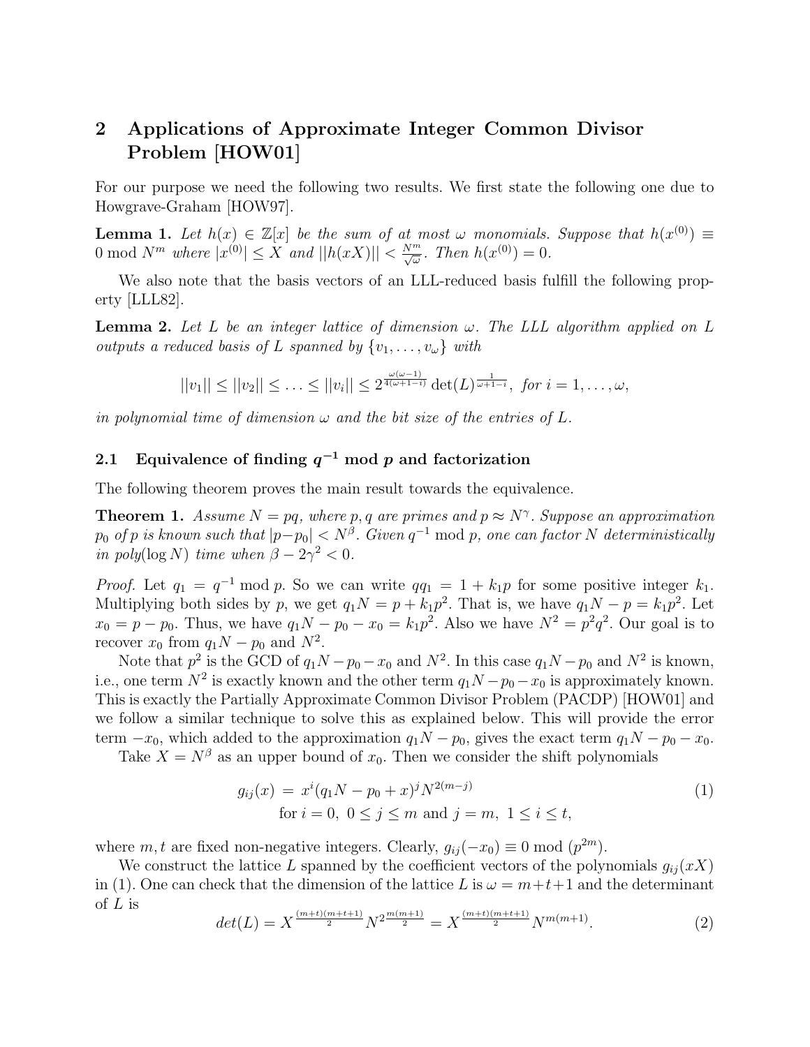## 2 Applications of Approximate Integer Common Divisor Problem [HOW01]

For our purpose we need the following two results. We first state the following one due to Howgrave-Graham [HOW97].

**Lemma 1.** *Let $h(x) \in \mathbb{Z}[x]$ be the sum of at most $\omega$ monomials. Suppose that $h(x^{(0)}) \equiv 0 \bmod N^m$ where $|x^{(0)}| \leq X$ and $||h(xX)|| < \frac{N^m}{\sqrt{\omega}}$. Then $h(x^{(0)}) = 0$.*

We also note that the basis vectors of an LLL-reduced basis fulfill the following property [LLL82].

**Lemma 2.** *Let $L$ be an integer lattice of dimension $\omega$. The LLL algorithm applied on $L$ outputs a reduced basis of $L$ spanned by $\{v_1, \ldots, v_\omega\}$ with*

$$||v_1|| \leq ||v_2|| \leq \ldots \leq ||v_i|| \leq 2^{\frac{\omega(\omega-1)}{4(\omega+1-i)}} \det(L)^{\frac{1}{\omega+1-i}}, \text{ for } i = 1, \ldots, \omega,$$

*in polynomial time of dimension $\omega$ and the bit size of the entries of $L$.*

### 2.1 Equivalence of finding $q^{-1} \bmod p$ and factorization

The following theorem proves the main result towards the equivalence.

**Theorem 1.** *Assume $N = pq$, where $p, q$ are primes and $p \approx N^\gamma$. Suppose an approximation $p_0$ of $p$ is known such that $|p - p_0| < N^\beta$. Given $q^{-1} \bmod p$, one can factor $N$ deterministically in poly$(\log N)$ time when $\beta - 2\gamma^2 < 0$.*

*Proof.* Let $q_1 = q^{-1} \bmod p$. So we can write $qq_1 = 1 + k_1 p$ for some positive integer $k_1$. Multiplying both sides by $p$, we get $q_1 N = p + k_1 p^2$. That is, we have $q_1 N - p = k_1 p^2$. Let $x_0 = p - p_0$. Thus, we have $q_1 N - p_0 - x_0 = k_1 p^2$. Also we have $N^2 = p^2 q^2$. Our goal is to recover $x_0$ from $q_1 N - p_0$ and $N^2$.

Note that $p^2$ is the GCD of $q_1 N - p_0 - x_0$ and $N^2$. In this case $q_1 N - p_0$ and $N^2$ is known, i.e., one term $N^2$ is exactly known and the other term $q_1 N - p_0 - x_0$ is approximately known. This is exactly the Partially Approximate Common Divisor Problem (PACDP) [HOW01] and we follow a similar technique to solve this as explained below. This will provide the error term $-x_0$, which added to the approximation $q_1 N - p_0$, gives the exact term $q_1 N - p_0 - x_0$.

Take $X = N^\beta$ as an upper bound of $x_0$. Then we consider the shift polynomials

$$g_{ij}(x) = x^i (q_1 N - p_0 + x)^j N^{2(m-j)} \quad \text{for } i = 0,\ 0 \leq j \leq m \text{ and } j = m,\ 1 \leq i \leq t, \tag{1}$$

where $m, t$ are fixed non-negative integers. Clearly, $g_{ij}(-x_0) \equiv 0 \bmod (p^{2m})$.

We construct the lattice $L$ spanned by the coefficient vectors of the polynomials $g_{ij}(xX)$ in (1). One can check that the dimension of the lattice $L$ is $\omega = m+t+1$ and the determinant of $L$ is

$$det(L) = X^{\frac{(m+t)(m+t+1)}{2}} N^{2\frac{m(m+1)}{2}} = X^{\frac{(m+t)(m+t+1)}{2}} N^{m(m+1)}. \tag{2}$$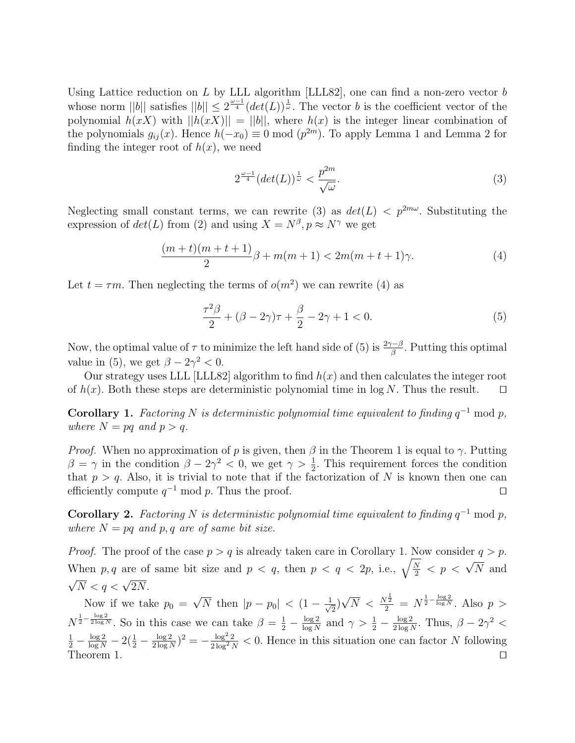Using Lattice reduction on $L$ by LLL algorithm [LLL82], one can find a non-zero vector $b$ whose norm $||b||$ satisfies $||b|| \leq 2^{\frac{\omega-1}{4}}(det(L))^{\frac{1}{\omega}}$. The vector $b$ is the coefficient vector of the polynomial $h(xX)$ with $||h(xX)|| = ||b||$, where $h(x)$ is the integer linear combination of the polynomials $g_{ij}(x)$. Hence $h(-x_0) \equiv 0 \bmod (p^{2m})$. To apply Lemma 1 and Lemma 2 for finding the integer root of $h(x)$, we need

$$2^{\frac{\omega-1}{4}}(det(L))^{\frac{1}{\omega}} < \frac{p^{2m}}{\sqrt{\omega}}. \tag{3}$$

Neglecting small constant terms, we can rewrite (3) as $det(L) < p^{2m\omega}$. Substituting the expression of $det(L)$ from (2) and using $X = N^{\beta}, p \approx N^{\gamma}$ we get

$$\frac{(m+t)(m+t+1)}{2}\beta + m(m+1) < 2m(m+t+1)\gamma. \tag{4}$$

Let $t = \tau m$. Then neglecting the terms of $o(m^2)$ we can rewrite (4) as

$$\frac{\tau^2\beta}{2} + (\beta - 2\gamma)\tau + \frac{\beta}{2} - 2\gamma + 1 < 0. \tag{5}$$

Now, the optimal value of $\tau$ to minimize the left hand side of (5) is $\frac{2\gamma-\beta}{\beta}$. Putting this optimal value in (5), we get $\beta - 2\gamma^2 < 0$.

Our strategy uses LLL [LLL82] algorithm to find $h(x)$ and then calculates the integer root of $h(x)$. Both these steps are deterministic polynomial time in $\log N$. Thus the result. $\square$

**Corollary 1.** *Factoring $N$ is deterministic polynomial time equivalent to finding $q^{-1} \bmod p$, where $N = pq$ and $p > q$.*

*Proof.* When no approximation of $p$ is given, then $\beta$ in the Theorem 1 is equal to $\gamma$. Putting $\beta = \gamma$ in the condition $\beta - 2\gamma^2 < 0$, we get $\gamma > \frac{1}{2}$. This requirement forces the condition that $p > q$. Also, it is trivial to note that if the factorization of $N$ is known then one can efficiently compute $q^{-1} \bmod p$. Thus the proof. $\square$

**Corollary 2.** *Factoring $N$ is deterministic polynomial time equivalent to finding $q^{-1} \bmod p$, where $N = pq$ and $p, q$ are of same bit size.*

*Proof.* The proof of the case $p > q$ is already taken care in Corollary 1. Now consider $q > p$. When $p, q$ are of same bit size and $p < q$, then $p < q < 2p$, i.e., $\sqrt{\frac{N}{2}} < p < \sqrt{N}$ and $\sqrt{N} < q < \sqrt{2N}$.

Now if we take $p_0 = \sqrt{N}$ then $|p - p_0| < (1 - \frac{1}{\sqrt{2}})\sqrt{N} < \frac{N^{\frac{1}{2}}}{2} = N^{\frac{1}{2} - \frac{\log 2}{\log N}}$. Also $p > N^{\frac{1}{2} - \frac{\log 2}{2\log N}}$. So in this case we can take $\beta = \frac{1}{2} - \frac{\log 2}{\log N}$ and $\gamma > \frac{1}{2} - \frac{\log 2}{2\log N}$. Thus, $\beta - 2\gamma^2 < \frac{1}{2} - \frac{\log 2}{\log N} - 2(\frac{1}{2} - \frac{\log 2}{2\log N})^2 = -\frac{\log^2 2}{2\log^2 N} < 0$. Hence in this situation one can factor $N$ following Theorem 1. $\square$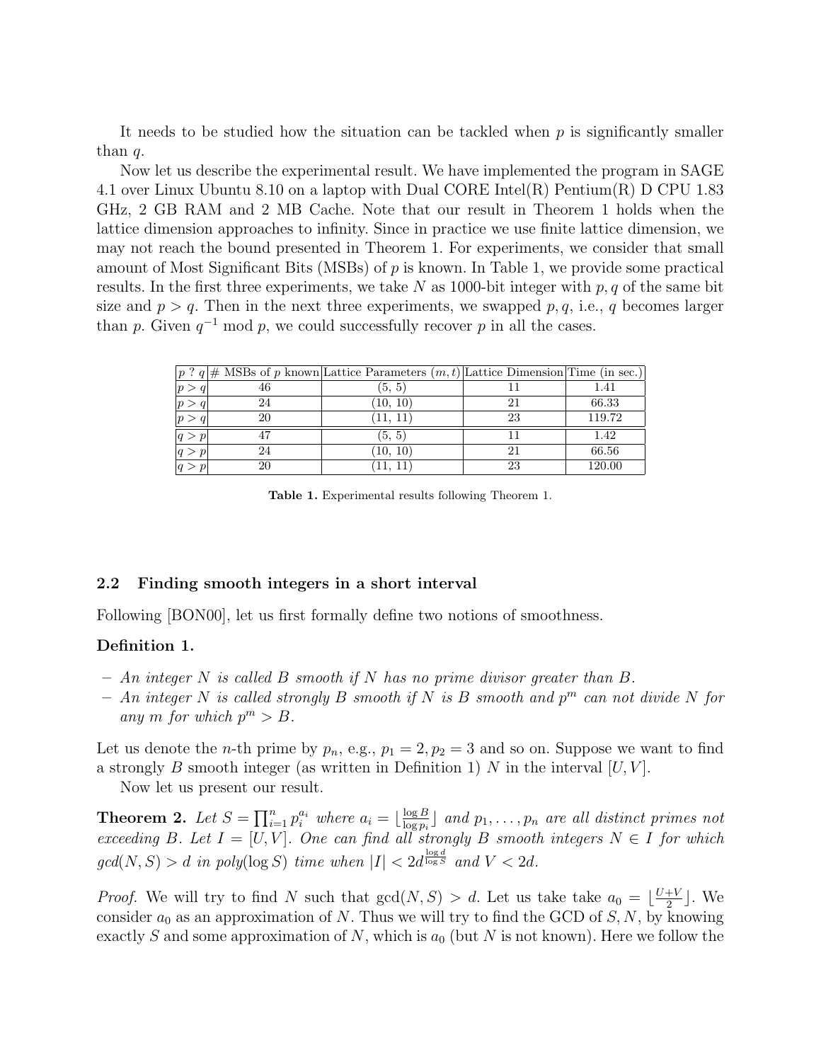It needs to be studied how the situation can be tackled when $p$ is significantly smaller than $q$.

Now let us describe the experimental result. We have implemented the program in SAGE 4.1 over Linux Ubuntu 8.10 on a laptop with Dual CORE Intel(R) Pentium(R) D CPU 1.83 GHz, 2 GB RAM and 2 MB Cache. Note that our result in Theorem 1 holds when the lattice dimension approaches to infinity. Since in practice we use finite lattice dimension, we may not reach the bound presented in Theorem 1. For experiments, we consider that small amount of Most Significant Bits (MSBs) of $p$ is known. In Table 1, we provide some practical results. In the first three experiments, we take $N$ as 1000-bit integer with $p, q$ of the same bit size and $p > q$. Then in the next three experiments, we swapped $p, q$, i.e., $q$ becomes larger than $p$. Given $q^{-1} \bmod p$, we could successfully recover $p$ in all the cases.

| $p$ ? $q$ | # MSBs of $p$ known | Lattice Parameters $(m, t)$ | Lattice Dimension | Time (in sec.) |
|---|---|---|---|---|
| $p > q$ | 46 | (5, 5) | 11 | 1.41 |
| $p > q$ | 24 | (10, 10) | 21 | 66.33 |
| $p > q$ | 20 | (11, 11) | 23 | 119.72 |
| $q > p$ | 47 | (5, 5) | 11 | 1.42 |
| $q > p$ | 24 | (10, 10) | 21 | 66.56 |
| $q > p$ | 20 | (11, 11) | 23 | 120.00 |

**Table 1.** Experimental results following Theorem 1.

### 2.2 Finding smooth integers in a short interval

Following [BON00], let us first formally define two notions of smoothness.

**Definition 1.**

- *An integer $N$ is called $B$ smooth if $N$ has no prime divisor greater than $B$.*
- *An integer $N$ is called strongly $B$ smooth if $N$ is $B$ smooth and $p^m$ can not divide $N$ for any $m$ for which $p^m > B$.*

Let us denote the $n$-th prime by $p_n$, e.g., $p_1 = 2, p_2 = 3$ and so on. Suppose we want to find a strongly $B$ smooth integer (as written in Definition 1) $N$ in the interval $[U, V]$.

Now let us present our result.

**Theorem 2.** *Let $S = \prod_{i=1}^{n} p_i^{a_i}$ where $a_i = \lfloor \frac{\log B}{\log p_i} \rfloor$ and $p_1, \ldots, p_n$ are all distinct primes not exceeding $B$. Let $I = [U, V]$. One can find all strongly $B$ smooth integers $N \in I$ for which $gcd(N, S) > d$ in poly$(\log S)$ time when $|I| < 2d^{\frac{\log d}{\log S}}$ and $V < 2d$.*

*Proof.* We will try to find $N$ such that $\gcd(N, S) > d$. Let us take take $a_0 = \lfloor \frac{U+V}{2} \rfloor$. We consider $a_0$ as an approximation of $N$. Thus we will try to find the GCD of $S, N$, by knowing exactly $S$ and some approximation of $N$, which is $a_0$ (but $N$ is not known). Here we follow the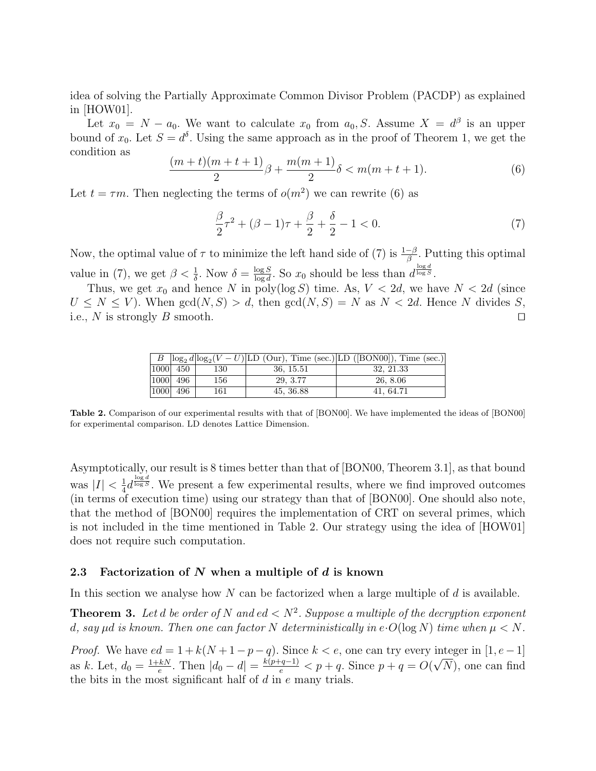idea of solving the Partially Approximate Common Divisor Problem (PACDP) as explained in [HOW01].

Let $x_0 = N - a_0$. We want to calculate $x_0$ from $a_0, S$. Assume $X = d^\beta$ is an upper bound of $x_0$. Let $S = d^\delta$. Using the same approach as in the proof of Theorem 1, we get the condition as

$$\frac{(m+t)(m+t+1)}{2}\beta + \frac{m(m+1)}{2}\delta < m(m+t+1). \tag{6}$$

Let $t = \tau m$. Then neglecting the terms of $o(m^2)$ we can rewrite (6) as

$$\frac{\beta}{2}\tau^2 + (\beta - 1)\tau + \frac{\beta}{2} + \frac{\delta}{2} - 1 < 0. \tag{7}$$

Now, the optimal value of $\tau$ to minimize the left hand side of (7) is $\frac{1-\beta}{\beta}$. Putting this optimal value in (7), we get $\beta < \frac{1}{\delta}$. Now $\delta = \frac{\log S}{\log d}$. So $x_0$ should be less than $d^{\frac{\log d}{\log S}}$.

Thus, we get $x_0$ and hence $N$ in poly$(\log S)$ time. As, $V < 2d$, we have $N < 2d$ (since $U \le N \le V$). When $\gcd(N, S) > d$, then $\gcd(N, S) = N$ as $N < 2d$. Hence $N$ divides $S$, i.e., $N$ is strongly $B$ smooth. □

| $B$ | $\log_2 d$ | $\log_2(V-U)$ | LD (Our), Time (sec.) | LD ([BON00]), Time (sec.) |
|---|---|---|---|---|
| 1000 | 450 | 130 | 36, 15.51 | 32, 21.33 |
| 1000 | 496 | 156 | 29, 3.77 | 26, 8.06 |
| 1000 | 496 | 161 | 45, 36.88 | 41, 64.71 |

**Table 2.** Comparison of our experimental results with that of [BON00]. We have implemented the ideas of [BON00] for experimental comparison. LD denotes Lattice Dimension.

Asymptotically, our result is 8 times better than that of [BON00, Theorem 3.1], as that bound was $|I| < \frac{1}{4}d^{\frac{\log d}{\log S}}$. We present a few experimental results, where we find improved outcomes (in terms of execution time) using our strategy than that of [BON00]. One should also note, that the method of [BON00] requires the implementation of CRT on several primes, which is not included in the time mentioned in Table 2. Our strategy using the idea of [HOW01] does not require such computation.

### 2.3 Factorization of $N$ when a multiple of $d$ is known

In this section we analyse how $N$ can be factorized when a large multiple of $d$ is available.

**Theorem 3.** *Let $d$ be order of $N$ and $ed < N^2$. Suppose a multiple of the decryption exponent $d$, say $\mu d$ is known. Then one can factor $N$ deterministically in $e \cdot O(\log N)$ time when $\mu < N$.*

*Proof.* We have $ed = 1 + k(N + 1 - p - q)$. Since $k < e$, one can try every integer in $[1, e-1]$ as $k$. Let, $d_0 = \frac{1+kN}{e}$. Then $|d_0 - d| = \frac{k(p+q-1)}{e} < p + q$. Since $p + q = O(\sqrt{N})$, one can find the bits in the most significant half of $d$ in $e$ many trials.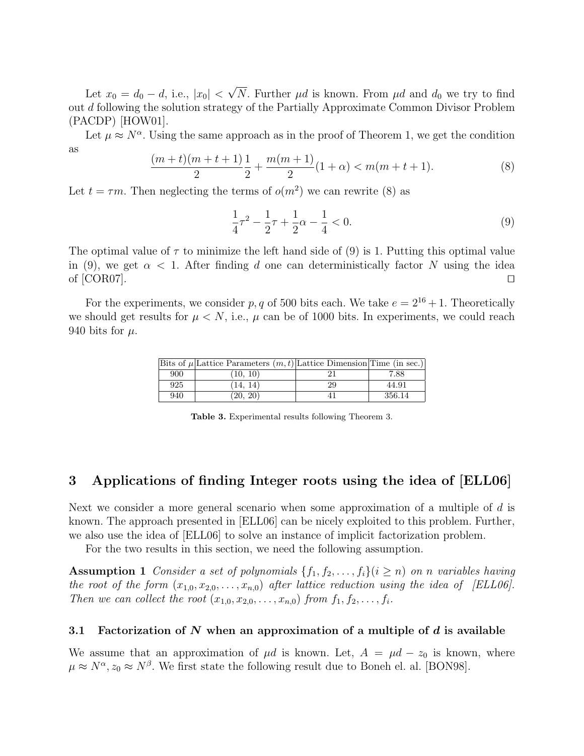Let $x_0 = d_0 - d$, i.e., $|x_0| < \sqrt{N}$. Further $\mu d$ is known. From $\mu d$ and $d_0$ we try to find out $d$ following the solution strategy of the Partially Approximate Common Divisor Problem (PACDP) [HOW01].

Let $\mu \approx N^{\alpha}$. Using the same approach as in the proof of Theorem 1, we get the condition as

$$\frac{(m+t)(m+t+1)}{2}\frac{1}{2} + \frac{m(m+1)}{2}(1+\alpha) < m(m+t+1). \tag{8}$$

Let $t = \tau m$. Then neglecting the terms of $o(m^2)$ we can rewrite (8) as

$$\frac{1}{4}\tau^2 - \frac{1}{2}\tau + \frac{1}{2}\alpha - \frac{1}{4} < 0. \tag{9}$$

The optimal value of $\tau$ to minimize the left hand side of (9) is 1. Putting this optimal value in (9), we get $\alpha < 1$. After finding $d$ one can deterministically factor $N$ using the idea of [COR07]. ☐

For the experiments, we consider $p, q$ of 500 bits each. We take $e = 2^{16} + 1$. Theoretically we should get results for $\mu < N$, i.e., $\mu$ can be of 1000 bits. In experiments, we could reach 940 bits for $\mu$.

| Bits of $\mu$ | Lattice Parameters $(m, t)$ | Lattice Dimension | Time (in sec.) |
|---|---|---|---|
| 900 | (10, 10) | 21 | 7.88 |
| 925 | (14, 14) | 29 | 44.91 |
| 940 | (20, 20) | 41 | 356.14 |

**Table 3.** Experimental results following Theorem 3.

## 3 Applications of finding Integer roots using the idea of [ELL06]

Next we consider a more general scenario when some approximation of a multiple of $d$ is known. The approach presented in [ELL06] can be nicely exploited to this problem. Further, we also use the idea of [ELL06] to solve an instance of implicit factorization problem.

For the two results in this section, we need the following assumption.

**Assumption 1** *Consider a set of polynomials $\{f_1, f_2, \ldots, f_i\} (i \geq n)$ on $n$ variables having the root of the form $(x_{1,0}, x_{2,0}, \ldots, x_{n,0})$ after lattice reduction using the idea of [ELL06]. Then we can collect the root $(x_{1,0}, x_{2,0}, \ldots, x_{n,0})$ from $f_1, f_2, \ldots, f_i$.*

### 3.1 Factorization of $N$ when an approximation of a multiple of $d$ is available

We assume that an approximation of $\mu d$ is known. Let, $A = \mu d - z_0$ is known, where $\mu \approx N^{\alpha}, z_0 \approx N^{\beta}$. We first state the following result due to Boneh el. al. [BON98].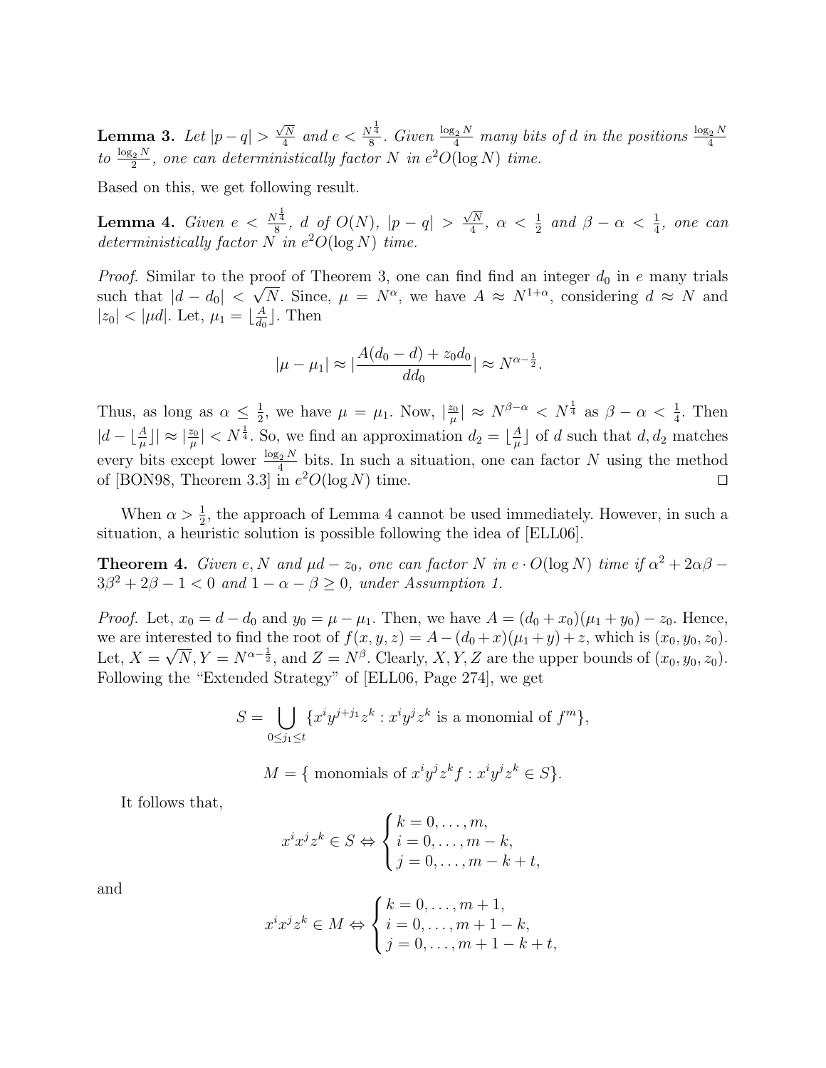**Lemma 3.** *Let $|p-q| > \frac{\sqrt{N}}{4}$ and $e < \frac{N^{\frac{1}{4}}}{8}$. Given $\frac{\log_2 N}{4}$ many bits of $d$ in the positions $\frac{\log_2 N}{4}$ to $\frac{\log_2 N}{2}$, one can deterministically factor $N$ in $e^2 O(\log N)$ time.*

Based on this, we get following result.

**Lemma 4.** *Given $e < \frac{N^{\frac{1}{4}}}{8}$, $d$ of $O(N)$, $|p-q| > \frac{\sqrt{N}}{4}$, $\alpha < \frac{1}{2}$ and $\beta - \alpha < \frac{1}{4}$, one can deterministically factor $N$ in $e^2 O(\log N)$ time.*

*Proof.* Similar to the proof of Theorem 3, one can find find an integer $d_0$ in $e$ many trials such that $|d - d_0| < \sqrt{N}$. Since, $\mu = N^\alpha$, we have $A \approx N^{1+\alpha}$, considering $d \approx N$ and $|z_0| < |\mu d|$. Let, $\mu_1 = \lfloor \frac{A}{d_0} \rfloor$. Then

$$|\mu - \mu_1| \approx |\frac{A(d_0 - d) + z_0 d_0}{d d_0}| \approx N^{\alpha - \frac{1}{2}}.$$

Thus, as long as $\alpha \leq \frac{1}{2}$, we have $\mu = \mu_1$. Now, $|\frac{z_0}{\mu}| \approx N^{\beta - \alpha} < N^{\frac{1}{4}}$ as $\beta - \alpha < \frac{1}{4}$. Then $|d - \lfloor \frac{A}{\mu} \rfloor| \approx |\frac{z_0}{\mu}| < N^{\frac{1}{4}}$. So, we find an approximation $d_2 = \lfloor \frac{A}{\mu} \rfloor$ of $d$ such that $d, d_2$ matches every bits except lower $\frac{\log_2 N}{4}$ bits. In such a situation, one can factor $N$ using the method of [BON98, Theorem 3.3] in $e^2 O(\log N)$ time. ☐

When $\alpha > \frac{1}{2}$, the approach of Lemma 4 cannot be used immediately. However, in such a situation, a heuristic solution is possible following the idea of [ELL06].

**Theorem 4.** *Given $e, N$ and $\mu d - z_0$, one can factor $N$ in $e \cdot O(\log N)$ time if $\alpha^2 + 2\alpha\beta - 3\beta^2 + 2\beta - 1 < 0$ and $1 - \alpha - \beta \geq 0$, under Assumption 1.*

*Proof.* Let, $x_0 = d - d_0$ and $y_0 = \mu - \mu_1$. Then, we have $A = (d_0 + x_0)(\mu_1 + y_0) - z_0$. Hence, we are interested to find the root of $f(x, y, z) = A - (d_0 + x)(\mu_1 + y) + z$, which is $(x_0, y_0, z_0)$. Let, $X = \sqrt{N}, Y = N^{\alpha - \frac{1}{2}}$, and $Z = N^\beta$. Clearly, $X, Y, Z$ are the upper bounds of $(x_0, y_0, z_0)$. Following the "Extended Strategy" of [ELL06, Page 274], we get

$$S = \bigcup_{0 \leq j_1 \leq t} \{x^i y^{j+j_1} z^k : x^i y^j z^k \text{ is a monomial of } f^m\},$$

$$M = \{ \text{ monomials of } x^i y^j z^k f : x^i y^j z^k \in S\}.$$

It follows that,

$$x^i x^j z^k \in S \Leftrightarrow \begin{cases} k = 0, \ldots, m, \\ i = 0, \ldots, m - k, \\ j = 0, \ldots, m - k + t, \end{cases}$$

and

$$x^i x^j z^k \in M \Leftrightarrow \begin{cases} k = 0, \ldots, m + 1, \\ i = 0, \ldots, m + 1 - k, \\ j = 0, \ldots, m + 1 - k + t, \end{cases}$$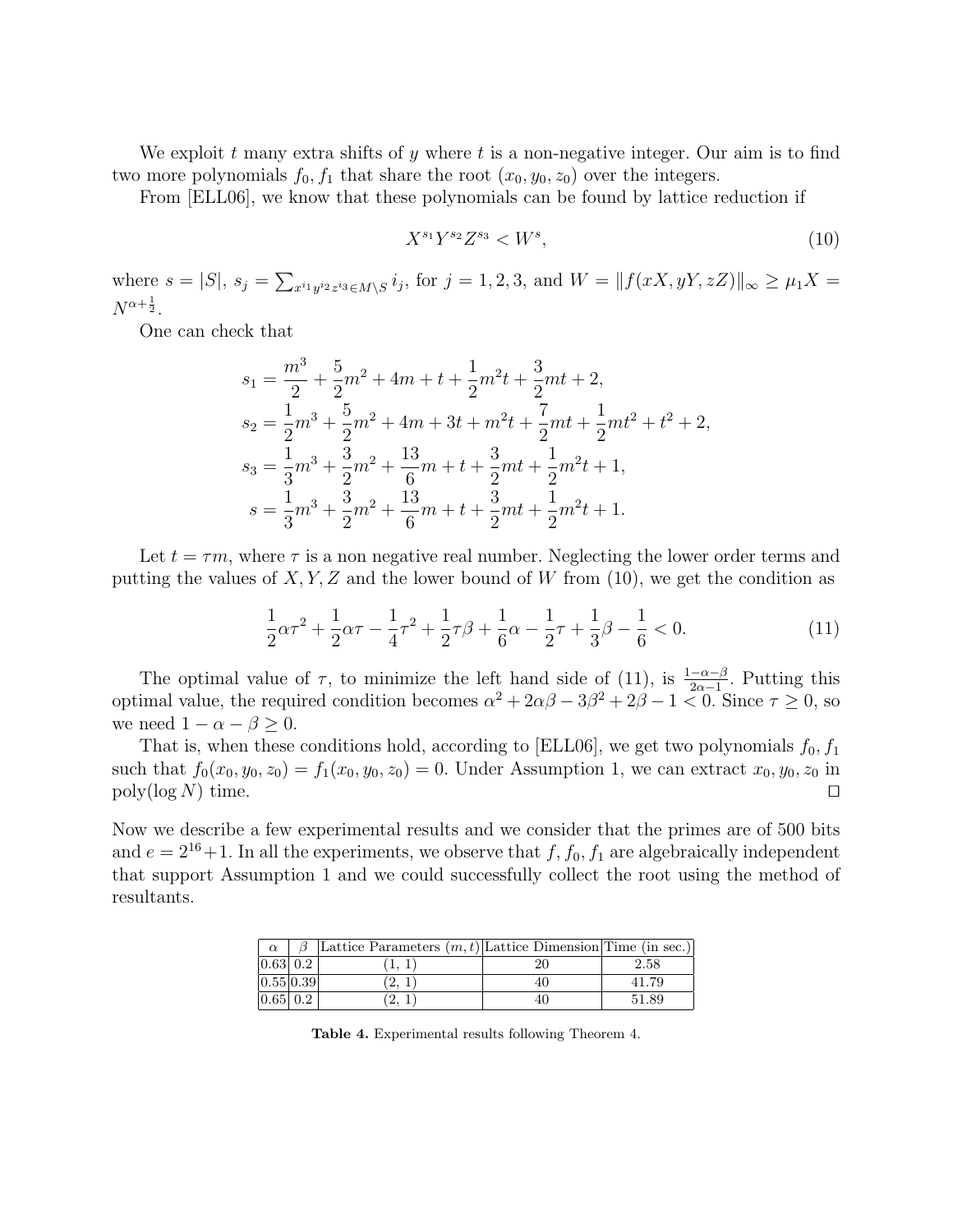We exploit $t$ many extra shifts of $y$ where $t$ is a non-negative integer. Our aim is to find two more polynomials $f_0, f_1$ that share the root $(x_0, y_0, z_0)$ over the integers.

From [ELL06], we know that these polynomials can be found by lattice reduction if

$$X^{s_1} Y^{s_2} Z^{s_3} < W^s, \tag{10}$$

where $s = |S|$, $s_j = \sum_{x^{i_1} y^{i_2} z^{i_3} \in M \setminus S} i_j$, for $j = 1, 2, 3$, and $W = \|f(xX, yY, zZ)\|_\infty \geq \mu_1 X = N^{\alpha + \frac{1}{2}}$.

One can check that

$$\begin{aligned}
s_1 &= \frac{m^3}{2} + \frac{5}{2}m^2 + 4m + t + \frac{1}{2}m^2 t + \frac{3}{2}mt + 2, \\
s_2 &= \frac{1}{2}m^3 + \frac{5}{2}m^2 + 4m + 3t + m^2 t + \frac{7}{2}mt + \frac{1}{2}mt^2 + t^2 + 2, \\
s_3 &= \frac{1}{3}m^3 + \frac{3}{2}m^2 + \frac{13}{6}m + t + \frac{3}{2}mt + \frac{1}{2}m^2 t + 1, \\
s &= \frac{1}{3}m^3 + \frac{3}{2}m^2 + \frac{13}{6}m + t + \frac{3}{2}mt + \frac{1}{2}m^2 t + 1.
\end{aligned}$$

Let $t = \tau m$, where $\tau$ is a non negative real number. Neglecting the lower order terms and putting the values of $X, Y, Z$ and the lower bound of $W$ from (10), we get the condition as

$$\frac{1}{2}\alpha\tau^2 + \frac{1}{2}\alpha\tau - \frac{1}{4}\tau^2 + \frac{1}{2}\tau\beta + \frac{1}{6}\alpha - \frac{1}{2}\tau + \frac{1}{3}\beta - \frac{1}{6} < 0. \tag{11}$$

The optimal value of $\tau$, to minimize the left hand side of (11), is $\frac{1-\alpha-\beta}{2\alpha-1}$. Putting this optimal value, the required condition becomes $\alpha^2 + 2\alpha\beta - 3\beta^2 + 2\beta - 1 < 0$. Since $\tau \geq 0$, so we need $1 - \alpha - \beta \geq 0$.

That is, when these conditions hold, according to [ELL06], we get two polynomials $f_0, f_1$ such that $f_0(x_0, y_0, z_0) = f_1(x_0, y_0, z_0) = 0$. Under Assumption 1, we can extract $x_0, y_0, z_0$ in $\text{poly}(\log N)$ time. □

Now we describe a few experimental results and we consider that the primes are of 500 bits and $e = 2^{16} + 1$. In all the experiments, we observe that $f, f_0, f_1$ are algebraically independent that support Assumption 1 and we could successfully collect the root using the method of resultants.

| $\alpha$ | $\beta$ | Lattice Parameters $(m, t)$ | Lattice Dimension | Time (in sec.) |
|---|---|---|---|---|
| 0.63 | 0.2 | (1, 1) | 20 | 2.58 |
| 0.55 | 0.39 | (2, 1) | 40 | 41.79 |
| 0.65 | 0.2 | (2, 1) | 40 | 51.89 |

**Table 4.** Experimental results following Theorem 4.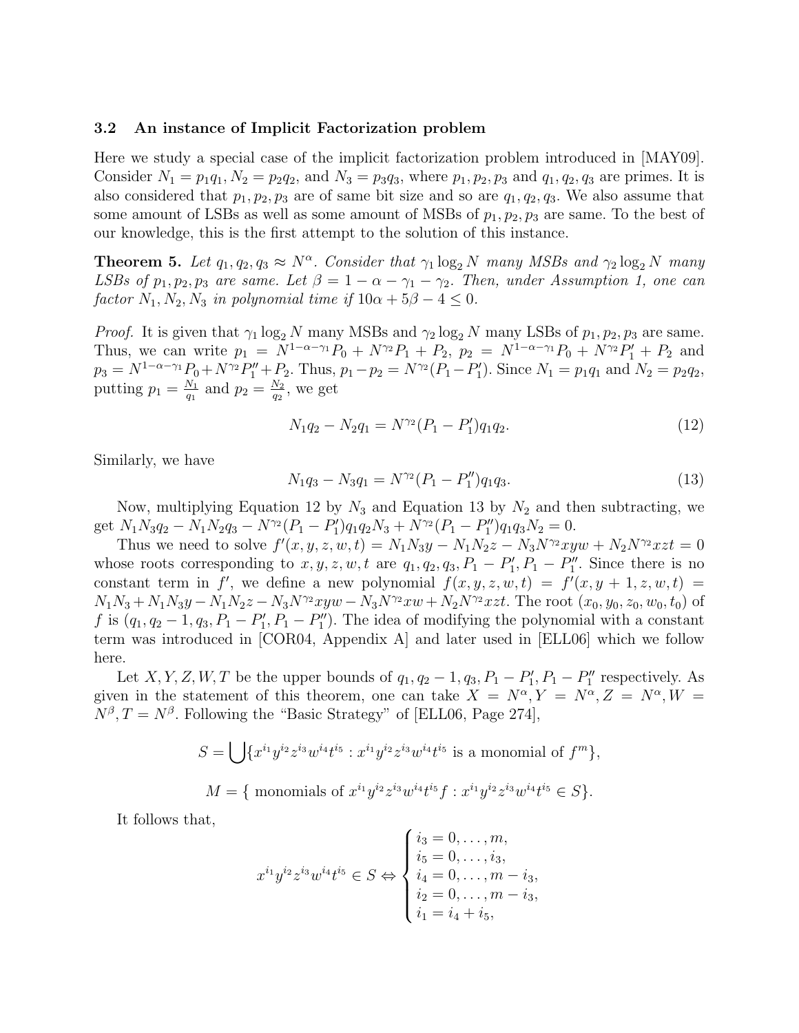### 3.2 An instance of Implicit Factorization problem

Here we study a special case of the implicit factorization problem introduced in [MAY09]. Consider $N_1 = p_1q_1, N_2 = p_2q_2$, and $N_3 = p_3q_3$, where $p_1, p_2, p_3$ and $q_1, q_2, q_3$ are primes. It is also considered that $p_1, p_2, p_3$ are of same bit size and so are $q_1, q_2, q_3$. We also assume that some amount of LSBs as well as some amount of MSBs of $p_1, p_2, p_3$ are same. To the best of our knowledge, this is the first attempt to the solution of this instance.

**Theorem 5.** *Let $q_1, q_2, q_3 \approx N^\alpha$. Consider that $\gamma_1 \log_2 N$ many MSBs and $\gamma_2 \log_2 N$ many LSBs of $p_1, p_2, p_3$ are same. Let $\beta = 1 - \alpha - \gamma_1 - \gamma_2$. Then, under Assumption 1, one can factor $N_1, N_2, N_3$ in polynomial time if $10\alpha + 5\beta - 4 \leq 0$.*

*Proof.* It is given that $\gamma_1 \log_2 N$ many MSBs and $\gamma_2 \log_2 N$ many LSBs of $p_1, p_2, p_3$ are same. Thus, we can write $p_1 = N^{1-\alpha-\gamma_1}P_0 + N^{\gamma_2}P_1 + P_2$, $p_2 = N^{1-\alpha-\gamma_1}P_0 + N^{\gamma_2}P_1' + P_2$ and $p_3 = N^{1-\alpha-\gamma_1}P_0 + N^{\gamma_2}P_1'' + P_2$. Thus, $p_1 - p_2 = N^{\gamma_2}(P_1 - P_1')$. Since $N_1 = p_1q_1$ and $N_2 = p_2q_2$, putting $p_1 = \frac{N_1}{q_1}$ and $p_2 = \frac{N_2}{q_2}$, we get

$$N_1q_2 - N_2q_1 = N^{\gamma_2}(P_1 - P_1')q_1q_2. \tag{12}$$

Similarly, we have

$$N_1q_3 - N_3q_1 = N^{\gamma_2}(P_1 - P_1'')q_1q_3. \tag{13}$$

Now, multiplying Equation 12 by $N_3$ and Equation 13 by $N_2$ and then subtracting, we get $N_1N_3q_2 - N_1N_2q_3 - N^{\gamma_2}(P_1 - P_1')q_1q_2N_3 + N^{\gamma_2}(P_1 - P_1'')q_1q_3N_2 = 0$.

Thus we need to solve $f'(x, y, z, w, t) = N_1N_3y - N_1N_2z - N_3N^{\gamma_2}xyw + N_2N^{\gamma_2}xzt = 0$ whose roots corresponding to $x, y, z, w, t$ are $q_1, q_2, q_3, P_1 - P_1', P_1 - P_1''$. Since there is no constant term in $f'$, we define a new polynomial $f(x, y, z, w, t) = f'(x, y + 1, z, w, t) = N_1N_3 + N_1N_3y - N_1N_2z - N_3N^{\gamma_2}xyw - N_3N^{\gamma_2}xw + N_2N^{\gamma_2}xzt$. The root $(x_0, y_0, z_0, w_0, t_0)$ of $f$ is $(q_1, q_2 - 1, q_3, P_1 - P_1', P_1 - P_1'')$. The idea of modifying the polynomial with a constant term was introduced in [COR04, Appendix A] and later used in [ELL06] which we follow here.

Let $X, Y, Z, W, T$ be the upper bounds of $q_1, q_2 - 1, q_3, P_1 - P_1', P_1 - P_1''$ respectively. As given in the statement of this theorem, one can take $X = N^\alpha, Y = N^\alpha, Z = N^\alpha, W = N^\beta, T = N^\beta$. Following the "Basic Strategy" of [ELL06, Page 274],

$$S = \bigcup\{x^{i_1}y^{i_2}z^{i_3}w^{i_4}t^{i_5} : x^{i_1}y^{i_2}z^{i_3}w^{i_4}t^{i_5} \text{ is a monomial of } f^m\},$$

$$M = \{\text{ monomials of } x^{i_1}y^{i_2}z^{i_3}w^{i_4}t^{i_5}f : x^{i_1}y^{i_2}z^{i_3}w^{i_4}t^{i_5} \in S\}.$$

It follows that,

$$x^{i_1}y^{i_2}z^{i_3}w^{i_4}t^{i_5} \in S \Leftrightarrow \begin{cases} i_3 = 0, \ldots, m, \\ i_5 = 0, \ldots, i_3, \\ i_4 = 0, \ldots, m - i_3, \\ i_2 = 0, \ldots, m - i_3, \\ i_1 = i_4 + i_5, \end{cases}$$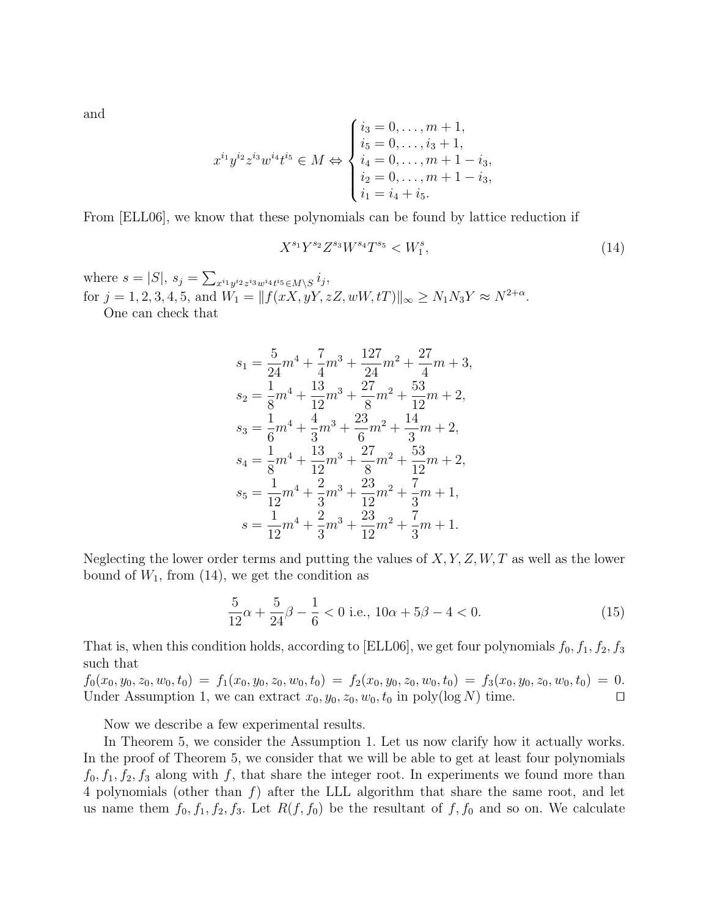and

$$
x^{i_1}y^{i_2}z^{i_3}w^{i_4}t^{i_5} \in M \Leftrightarrow \begin{cases} i_3 = 0, \dots, m+1, \\ i_5 = 0, \dots, i_3 + 1, \\ i_4 = 0, \dots, m+1-i_3, \\ i_2 = 0, \dots, m+1-i_3, \\ i_1 = i_4 + i_5. \end{cases}
$$

From [ELL06], we know that these polynomials can be found by lattice reduction if

$$
X^{s_1}Y^{s_2}Z^{s_3}W^{s_4}T^{s_5} < W_1^s, \tag{14}
$$

where $s = |S|$, $s_j = \sum_{x^{i_1}y^{i_2}z^{i_3}w^{i_4}t^{i_5} \in M \setminus S} i_j$,
for $j = 1, 2, 3, 4, 5$, and $W_1 = \|f(xX, yY, zZ, wW, tT)\|_\infty \geq N_1 N_3 Y \approx N^{2+\alpha}$.

One can check that

$$
\begin{aligned}
s_1 &= \frac{5}{24}m^4 + \frac{7}{4}m^3 + \frac{127}{24}m^2 + \frac{27}{4}m + 3, \\
s_2 &= \frac{1}{8}m^4 + \frac{13}{12}m^3 + \frac{27}{8}m^2 + \frac{53}{12}m + 2, \\
s_3 &= \frac{1}{6}m^4 + \frac{4}{3}m^3 + \frac{23}{6}m^2 + \frac{14}{3}m + 2, \\
s_4 &= \frac{1}{8}m^4 + \frac{13}{12}m^3 + \frac{27}{8}m^2 + \frac{53}{12}m + 2, \\
s_5 &= \frac{1}{12}m^4 + \frac{2}{3}m^3 + \frac{23}{12}m^2 + \frac{7}{3}m + 1, \\
s &= \frac{1}{12}m^4 + \frac{2}{3}m^3 + \frac{23}{12}m^2 + \frac{7}{3}m + 1.
\end{aligned}
$$

Neglecting the lower order terms and putting the values of $X, Y, Z, W, T$ as well as the lower bound of $W_1$, from (14), we get the condition as

$$
\frac{5}{12}\alpha + \frac{5}{24}\beta - \frac{1}{6} < 0 \text{ i.e., } 10\alpha + 5\beta - 4 < 0. \tag{15}
$$

That is, when this condition holds, according to [ELL06], we get four polynomials $f_0, f_1, f_2, f_3$ such that
$f_0(x_0, y_0, z_0, w_0, t_0) = f_1(x_0, y_0, z_0, w_0, t_0) = f_2(x_0, y_0, z_0, w_0, t_0) = f_3(x_0, y_0, z_0, w_0, t_0) = 0$. Under Assumption 1, we can extract $x_0, y_0, z_0, w_0, t_0$ in poly$(\log N)$ time. $\square$

Now we describe a few experimental results.

In Theorem 5, we consider the Assumption 1. Let us now clarify how it actually works. In the proof of Theorem 5, we consider that we will be able to get at least four polynomials $f_0, f_1, f_2, f_3$ along with $f$, that share the integer root. In experiments we found more than 4 polynomials (other than $f$) after the LLL algorithm that share the same root, and let us name them $f_0, f_1, f_2, f_3$. Let $R(f, f_0)$ be the resultant of $f, f_0$ and so on. We calculate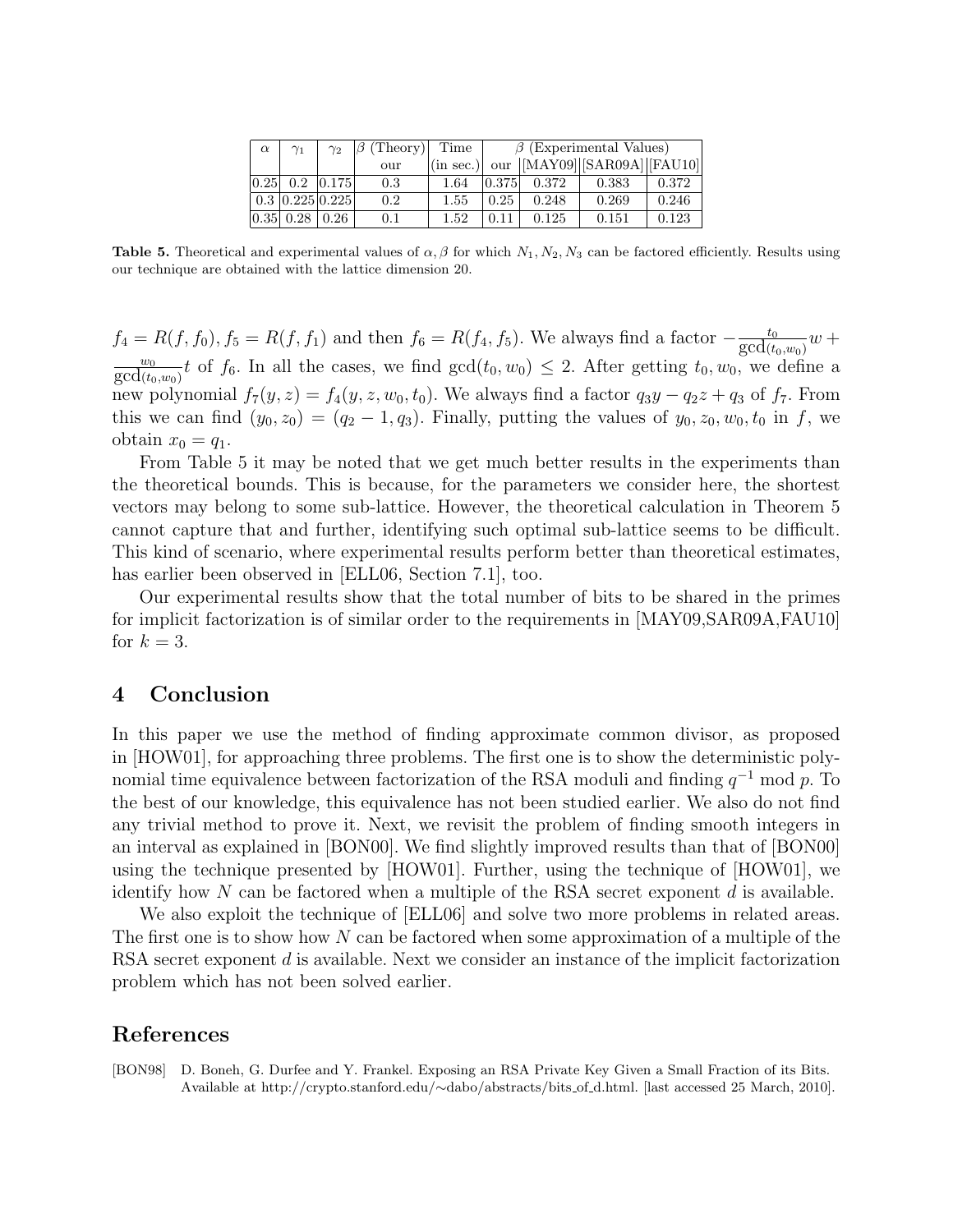| $\alpha$ | $\gamma_1$ | $\gamma_2$ | $\beta$ (Theory) | Time | $\beta$ (Experimental Values) | | | |
|---|---|---|---|---|---|---|---|---|
| | | | our | (in sec.) | our | [MAY09] | [SAR09A] | [FAU10] |
| 0.25 | 0.2 | 0.175 | 0.3 | 1.64 | 0.375 | 0.372 | 0.383 | 0.372 |
| 0.3 | 0.225 | 0.225 | 0.2 | 1.55 | 0.25 | 0.248 | 0.269 | 0.246 |
| 0.35 | 0.28 | 0.26 | 0.1 | 1.52 | 0.11 | 0.125 | 0.151 | 0.123 |

**Table 5.** Theoretical and experimental values of $\alpha, \beta$ for which $N_1, N_2, N_3$ can be factored efficiently. Results using our technique are obtained with the lattice dimension 20.

$f_4 = R(f, f_0), f_5 = R(f, f_1)$ and then $f_6 = R(f_4, f_5)$. We always find a factor $-\frac{t_0}{\gcd_{(t_0,w_0)}}w + \frac{w_0}{\gcd_{(t_0,w_0)}}t$ of $f_6$. In all the cases, we find $\gcd(t_0, w_0) \leq 2$. After getting $t_0, w_0$, we define a new polynomial $f_7(y, z) = f_4(y, z, w_0, t_0)$. We always find a factor $q_3 y - q_2 z + q_3$ of $f_7$. From this we can find $(y_0, z_0) = (q_2 - 1, q_3)$. Finally, putting the values of $y_0, z_0, w_0, t_0$ in $f$, we obtain $x_0 = q_1$.

From Table 5 it may be noted that we get much better results in the experiments than the theoretical bounds. This is because, for the parameters we consider here, the shortest vectors may belong to some sub-lattice. However, the theoretical calculation in Theorem 5 cannot capture that and further, identifying such optimal sub-lattice seems to be difficult. This kind of scenario, where experimental results perform better than theoretical estimates, has earlier been observed in [ELL06, Section 7.1], too.

Our experimental results show that the total number of bits to be shared in the primes for implicit factorization is of similar order to the requirements in [MAY09,SAR09A,FAU10] for $k = 3$.

## 4 Conclusion

In this paper we use the method of finding approximate common divisor, as proposed in [HOW01], for approaching three problems. The first one is to show the deterministic polynomial time equivalence between factorization of the RSA moduli and finding $q^{-1} \bmod p$. To the best of our knowledge, this equivalence has not been studied earlier. We also do not find any trivial method to prove it. Next, we revisit the problem of finding smooth integers in an interval as explained in [BON00]. We find slightly improved results than that of [BON00] using the technique presented by [HOW01]. Further, using the technique of [HOW01], we identify how $N$ can be factored when a multiple of the RSA secret exponent $d$ is available.

We also exploit the technique of [ELL06] and solve two more problems in related areas. The first one is to show how $N$ can be factored when some approximation of a multiple of the RSA secret exponent $d$ is available. Next we consider an instance of the implicit factorization problem which has not been solved earlier.

## References

[BON98] D. Boneh, G. Durfee and Y. Frankel. Exposing an RSA Private Key Given a Small Fraction of its Bits. Available at http://crypto.stanford.edu/~dabo/abstracts/bits_of_d.html. [last accessed 25 March, 2010].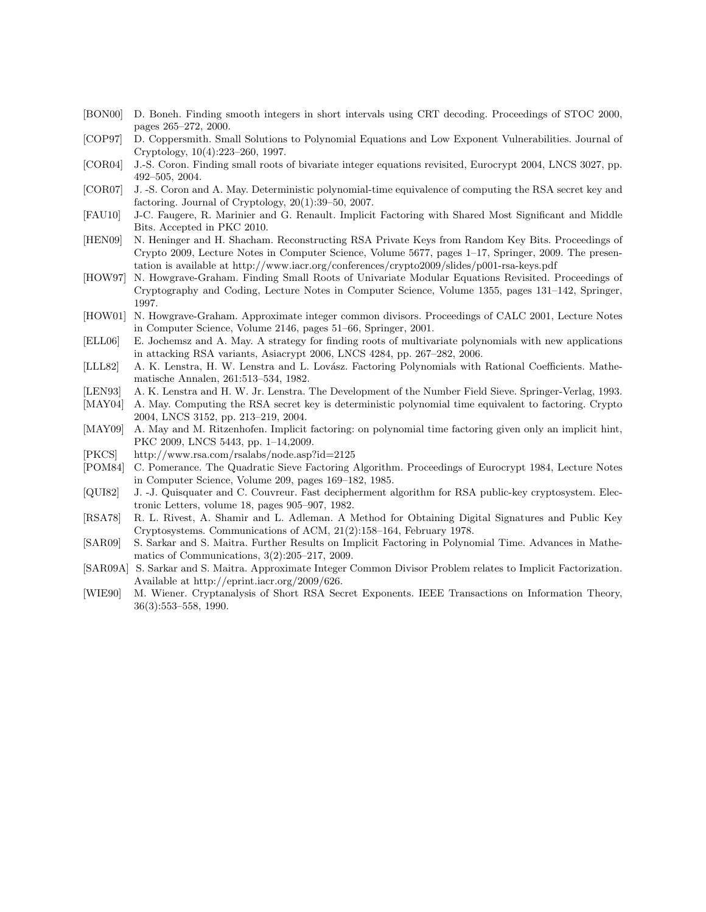[BON00] D. Boneh. Finding smooth integers in short intervals using CRT decoding. Proceedings of STOC 2000, pages 265–272, 2000.

[COP97] D. Coppersmith. Small Solutions to Polynomial Equations and Low Exponent Vulnerabilities. Journal of Cryptology, 10(4):223–260, 1997.

[COR04] J.-S. Coron. Finding small roots of bivariate integer equations revisited, Eurocrypt 2004, LNCS 3027, pp. 492–505, 2004.

[COR07] J. -S. Coron and A. May. Deterministic polynomial-time equivalence of computing the RSA secret key and factoring. Journal of Cryptology, 20(1):39–50, 2007.

[FAU10] J-C. Faugere, R. Marinier and G. Renault. Implicit Factoring with Shared Most Significant and Middle Bits. Accepted in PKC 2010.

[HEN09] N. Heninger and H. Shacham. Reconstructing RSA Private Keys from Random Key Bits. Proceedings of Crypto 2009, Lecture Notes in Computer Science, Volume 5677, pages 1–17, Springer, 2009. The presentation is available at http://www.iacr.org/conferences/crypto2009/slides/p001-rsa-keys.pdf

[HOW97] N. Howgrave-Graham. Finding Small Roots of Univariate Modular Equations Revisited. Proceedings of Cryptography and Coding, Lecture Notes in Computer Science, Volume 1355, pages 131–142, Springer, 1997.

[HOW01] N. Howgrave-Graham. Approximate integer common divisors. Proceedings of CALC 2001, Lecture Notes in Computer Science, Volume 2146, pages 51–66, Springer, 2001.

[ELL06] E. Jochemsz and A. May. A strategy for finding roots of multivariate polynomials with new applications in attacking RSA variants, Asiacrypt 2006, LNCS 4284, pp. 267–282, 2006.

[LLL82] A. K. Lenstra, H. W. Lenstra and L. Lovász. Factoring Polynomials with Rational Coefficients. Mathematische Annalen, 261:513–534, 1982.

[LEN93] A. K. Lenstra and H. W. Jr. Lenstra. The Development of the Number Field Sieve. Springer-Verlag, 1993.

[MAY04] A. May. Computing the RSA secret key is deterministic polynomial time equivalent to factoring. Crypto 2004, LNCS 3152, pp. 213–219, 2004.

[MAY09] A. May and M. Ritzenhofen. Implicit factoring: on polynomial time factoring given only an implicit hint, PKC 2009, LNCS 5443, pp. 1–14,2009.

[PKCS] http://www.rsa.com/rsalabs/node.asp?id=2125

[POM84] C. Pomerance. The Quadratic Sieve Factoring Algorithm. Proceedings of Eurocrypt 1984, Lecture Notes in Computer Science, Volume 209, pages 169–182, 1985.

[QUI82] J. -J. Quisquater and C. Couvreur. Fast decipherment algorithm for RSA public-key cryptosystem. Electronic Letters, volume 18, pages 905–907, 1982.

[RSA78] R. L. Rivest, A. Shamir and L. Adleman. A Method for Obtaining Digital Signatures and Public Key Cryptosystems. Communications of ACM, 21(2):158–164, February 1978.

[SAR09] S. Sarkar and S. Maitra. Further Results on Implicit Factoring in Polynomial Time. Advances in Mathematics of Communications, 3(2):205–217, 2009.

[SAR09A] S. Sarkar and S. Maitra. Approximate Integer Common Divisor Problem relates to Implicit Factorization. Available at http://eprint.iacr.org/2009/626.

[WIE90] M. Wiener. Cryptanalysis of Short RSA Secret Exponents. IEEE Transactions on Information Theory, 36(3):553–558, 1990.